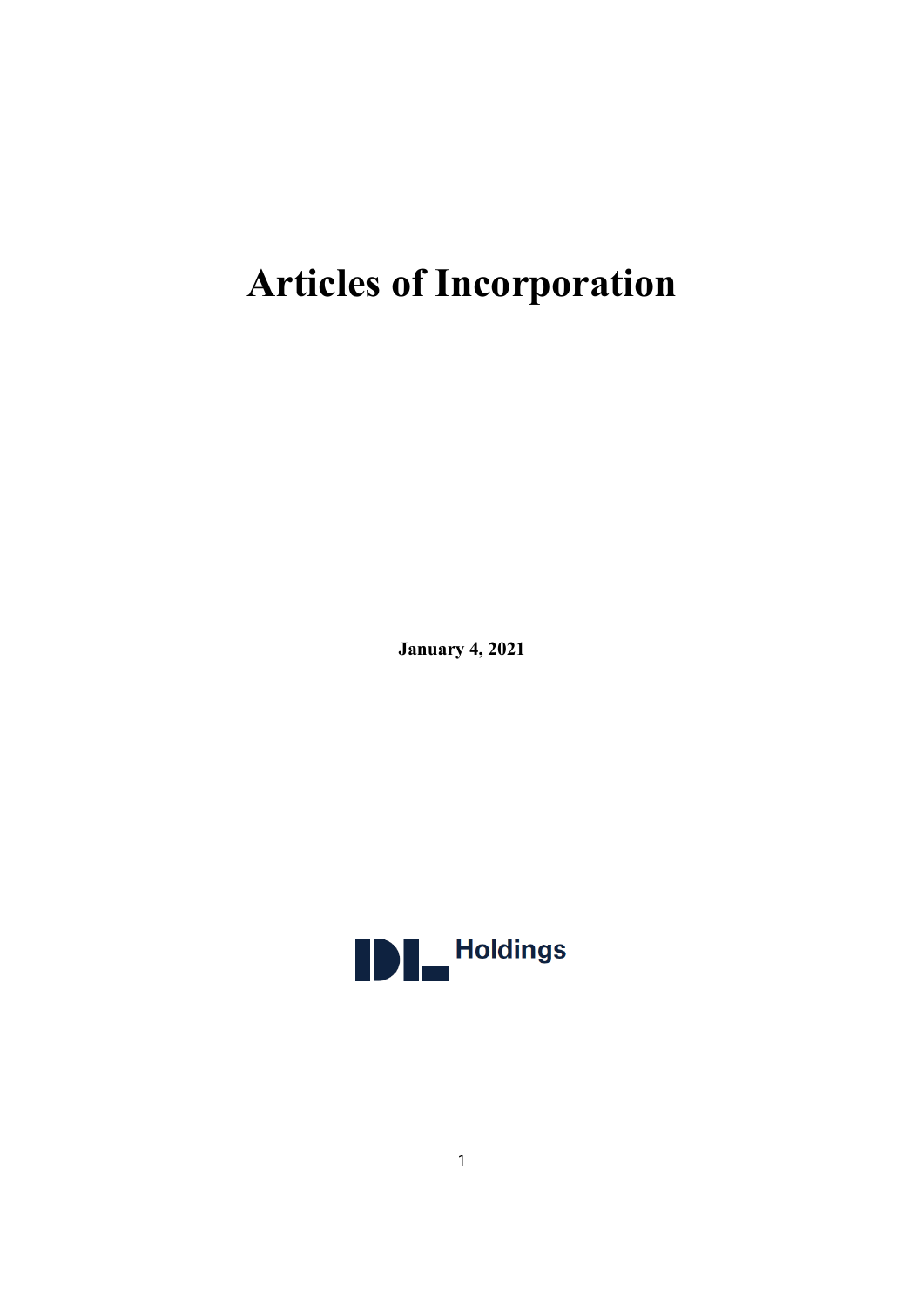# Articles of Incorporation

**January 4, 2021**

Holdings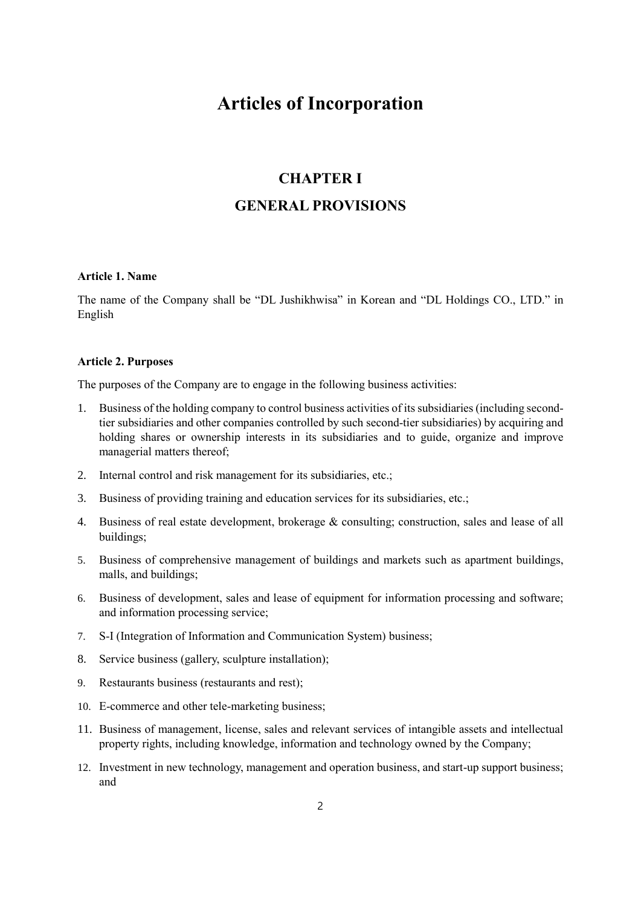# Articles of Incorporation

## CHAPTER I

## GENERAL PROVISIONS

**Article 1. Name**

The name of the Company shall be "DL Jushikhwisa" in Korean and "DL Holdings CO., LTD." in English

**Article 2. Purposes**

The purposes of the Company are to engage in the following business activities:

1. Business of the holding company to control business activities of its subsidiaries (including second-tier subsidiaries and other companies controlled by such second-tier subsidiaries) by acquiring and holding shares or ownership interests in its subsidiaries and to guide, organize and improve managerial matters thereof;
2. Internal control and risk management for its subsidiaries, etc.;
3. Business of providing training and education services for its subsidiaries, etc.;
4. Business of real estate development, brokerage & consulting; construction, sales and lease of all buildings;
5. Business of comprehensive management of buildings and markets such as apartment buildings, malls, and buildings;
6. Business of development, sales and lease of equipment for information processing and software; and information processing service;
7. S-I (Integration of Information and Communication System) business;
8. Service business (gallery, sculpture installation);
9. Restaurants business (restaurants and rest);
10. E-commerce and other tele-marketing business;
11. Business of management, license, sales and relevant services of intangible assets and intellectual property rights, including knowledge, information and technology owned by the Company;
12. Investment in new technology, management and operation business, and start-up support business; and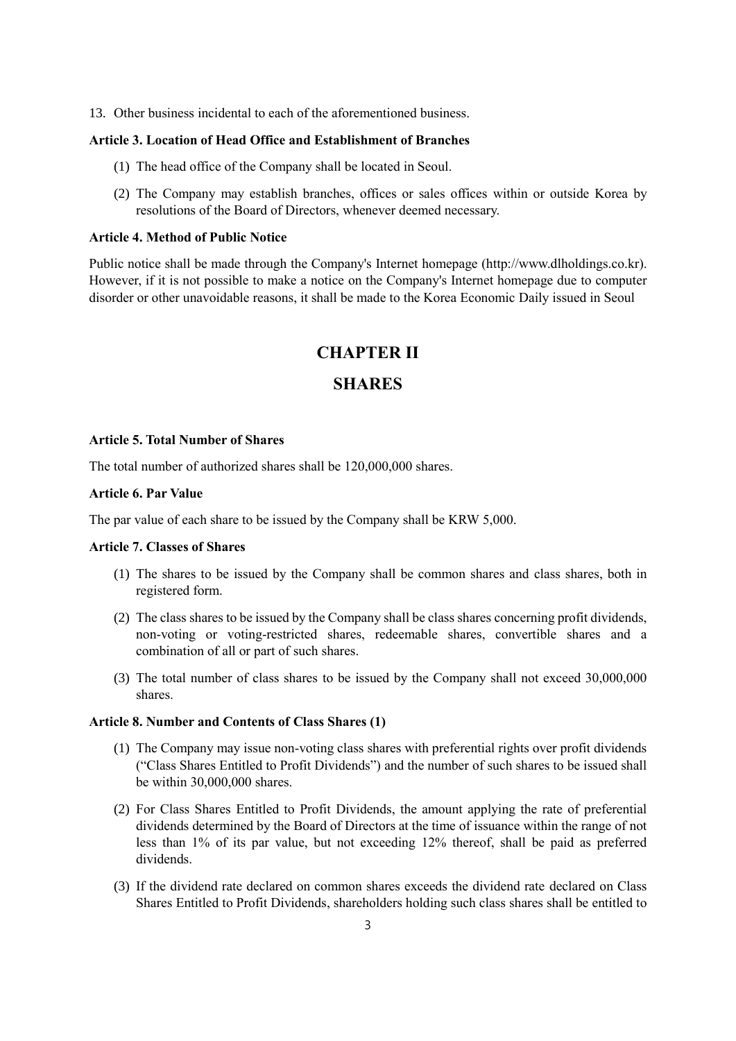13. Other business incidental to each of the aforementioned business.

**Article 3. Location of Head Office and Establishment of Branches**

(1) The head office of the Company shall be located in Seoul.

(2) The Company may establish branches, offices or sales offices within or outside Korea by resolutions of the Board of Directors, whenever deemed necessary.

**Article 4. Method of Public Notice**

Public notice shall be made through the Company's Internet homepage (http://www.dlholdings.co.kr). However, if it is not possible to make a notice on the Company's Internet homepage due to computer disorder or other unavoidable reasons, it shall be made to the Korea Economic Daily issued in Seoul

## CHAPTER II

## SHARES

**Article 5. Total Number of Shares**

The total number of authorized shares shall be 120,000,000 shares.

**Article 6. Par Value**

The par value of each share to be issued by the Company shall be KRW 5,000.

**Article 7. Classes of Shares**

(1) The shares to be issued by the Company shall be common shares and class shares, both in registered form.

(2) The class shares to be issued by the Company shall be class shares concerning profit dividends, non-voting or voting-restricted shares, redeemable shares, convertible shares and a combination of all or part of such shares.

(3) The total number of class shares to be issued by the Company shall not exceed 30,000,000 shares.

**Article 8. Number and Contents of Class Shares (1)**

(1) The Company may issue non-voting class shares with preferential rights over profit dividends ("Class Shares Entitled to Profit Dividends") and the number of such shares to be issued shall be within 30,000,000 shares.

(2) For Class Shares Entitled to Profit Dividends, the amount applying the rate of preferential dividends determined by the Board of Directors at the time of issuance within the range of not less than 1% of its par value, but not exceeding 12% thereof, shall be paid as preferred dividends.

(3) If the dividend rate declared on common shares exceeds the dividend rate declared on Class Shares Entitled to Profit Dividends, shareholders holding such class shares shall be entitled to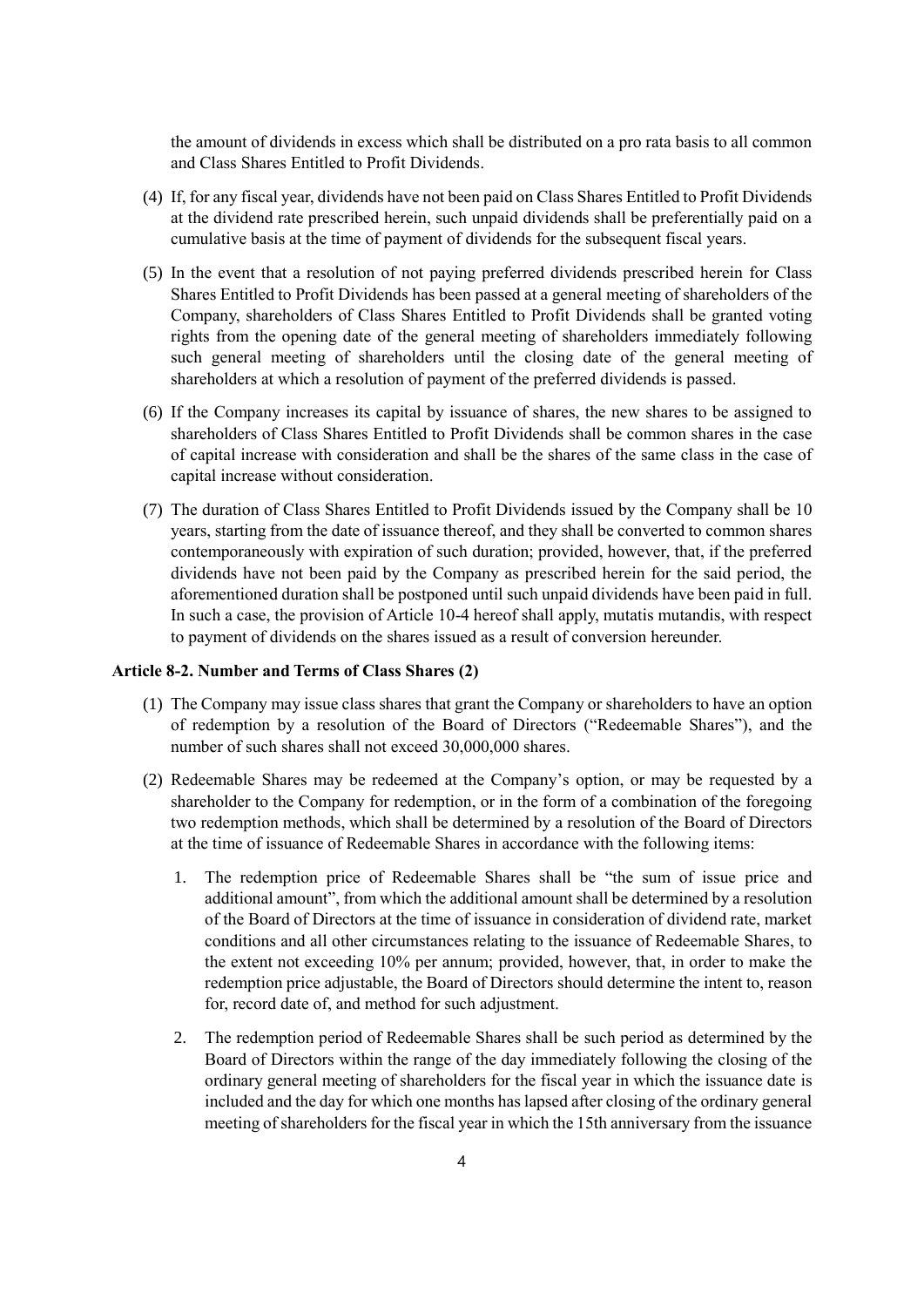the amount of dividends in excess which shall be distributed on a pro rata basis to all common and Class Shares Entitled to Profit Dividends.

(4) If, for any fiscal year, dividends have not been paid on Class Shares Entitled to Profit Dividends at the dividend rate prescribed herein, such unpaid dividends shall be preferentially paid on a cumulative basis at the time of payment of dividends for the subsequent fiscal years.

(5) In the event that a resolution of not paying preferred dividends prescribed herein for Class Shares Entitled to Profit Dividends has been passed at a general meeting of shareholders of the Company, shareholders of Class Shares Entitled to Profit Dividends shall be granted voting rights from the opening date of the general meeting of shareholders immediately following such general meeting of shareholders until the closing date of the general meeting of shareholders at which a resolution of payment of the preferred dividends is passed.

(6) If the Company increases its capital by issuance of shares, the new shares to be assigned to shareholders of Class Shares Entitled to Profit Dividends shall be common shares in the case of capital increase with consideration and shall be the shares of the same class in the case of capital increase without consideration.

(7) The duration of Class Shares Entitled to Profit Dividends issued by the Company shall be 10 years, starting from the date of issuance thereof, and they shall be converted to common shares contemporaneously with expiration of such duration; provided, however, that, if the preferred dividends have not been paid by the Company as prescribed herein for the said period, the aforementioned duration shall be postponed until such unpaid dividends have been paid in full. In such a case, the provision of Article 10-4 hereof shall apply, mutatis mutandis, with respect to payment of dividends on the shares issued as a result of conversion hereunder.

**Article 8-2. Number and Terms of Class Shares (2)**

(1) The Company may issue class shares that grant the Company or shareholders to have an option of redemption by a resolution of the Board of Directors ("Redeemable Shares"), and the number of such shares shall not exceed 30,000,000 shares.

(2) Redeemable Shares may be redeemed at the Company's option, or may be requested by a shareholder to the Company for redemption, or in the form of a combination of the foregoing two redemption methods, which shall be determined by a resolution of the Board of Directors at the time of issuance of Redeemable Shares in accordance with the following items:

1. The redemption price of Redeemable Shares shall be "the sum of issue price and additional amount", from which the additional amount shall be determined by a resolution of the Board of Directors at the time of issuance in consideration of dividend rate, market conditions and all other circumstances relating to the issuance of Redeemable Shares, to the extent not exceeding 10% per annum; provided, however, that, in order to make the redemption price adjustable, the Board of Directors should determine the intent to, reason for, record date of, and method for such adjustment.

2. The redemption period of Redeemable Shares shall be such period as determined by the Board of Directors within the range of the day immediately following the closing of the ordinary general meeting of shareholders for the fiscal year in which the issuance date is included and the day for which one months has lapsed after closing of the ordinary general meeting of shareholders for the fiscal year in which the 15th anniversary from the issuance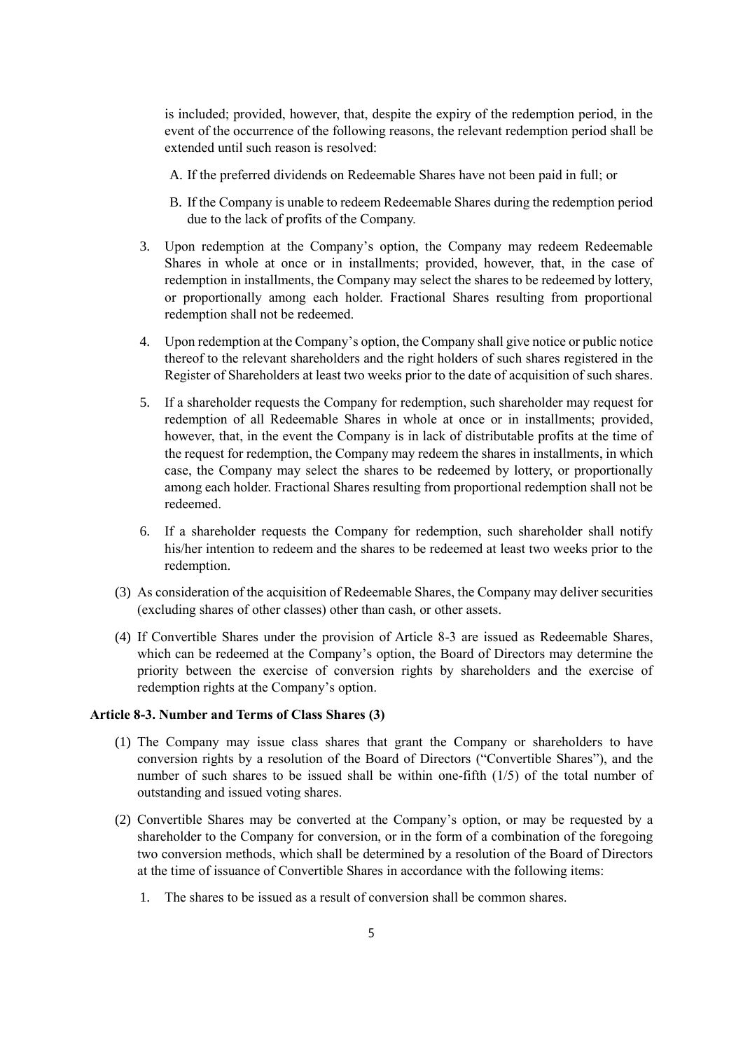is included; provided, however, that, despite the expiry of the redemption period, in the event of the occurrence of the following reasons, the relevant redemption period shall be extended until such reason is resolved:

A. If the preferred dividends on Redeemable Shares have not been paid in full; or

B. If the Company is unable to redeem Redeemable Shares during the redemption period due to the lack of profits of the Company.

3. Upon redemption at the Company's option, the Company may redeem Redeemable Shares in whole at once or in installments; provided, however, that, in the case of redemption in installments, the Company may select the shares to be redeemed by lottery, or proportionally among each holder. Fractional Shares resulting from proportional redemption shall not be redeemed.

4. Upon redemption at the Company's option, the Company shall give notice or public notice thereof to the relevant shareholders and the right holders of such shares registered in the Register of Shareholders at least two weeks prior to the date of acquisition of such shares.

5. If a shareholder requests the Company for redemption, such shareholder may request for redemption of all Redeemable Shares in whole at once or in installments; provided, however, that, in the event the Company is in lack of distributable profits at the time of the request for redemption, the Company may redeem the shares in installments, in which case, the Company may select the shares to be redeemed by lottery, or proportionally among each holder. Fractional Shares resulting from proportional redemption shall not be redeemed.

6. If a shareholder requests the Company for redemption, such shareholder shall notify his/her intention to redeem and the shares to be redeemed at least two weeks prior to the redemption.

(3) As consideration of the acquisition of Redeemable Shares, the Company may deliver securities (excluding shares of other classes) other than cash, or other assets.

(4) If Convertible Shares under the provision of Article 8-3 are issued as Redeemable Shares, which can be redeemed at the Company's option, the Board of Directors may determine the priority between the exercise of conversion rights by shareholders and the exercise of redemption rights at the Company's option.

**Article 8-3. Number and Terms of Class Shares (3)**

(1) The Company may issue class shares that grant the Company or shareholders to have conversion rights by a resolution of the Board of Directors ("Convertible Shares"), and the number of such shares to be issued shall be within one-fifth (1/5) of the total number of outstanding and issued voting shares.

(2) Convertible Shares may be converted at the Company's option, or may be requested by a shareholder to the Company for conversion, or in the form of a combination of the foregoing two conversion methods, which shall be determined by a resolution of the Board of Directors at the time of issuance of Convertible Shares in accordance with the following items:

1. The shares to be issued as a result of conversion shall be common shares.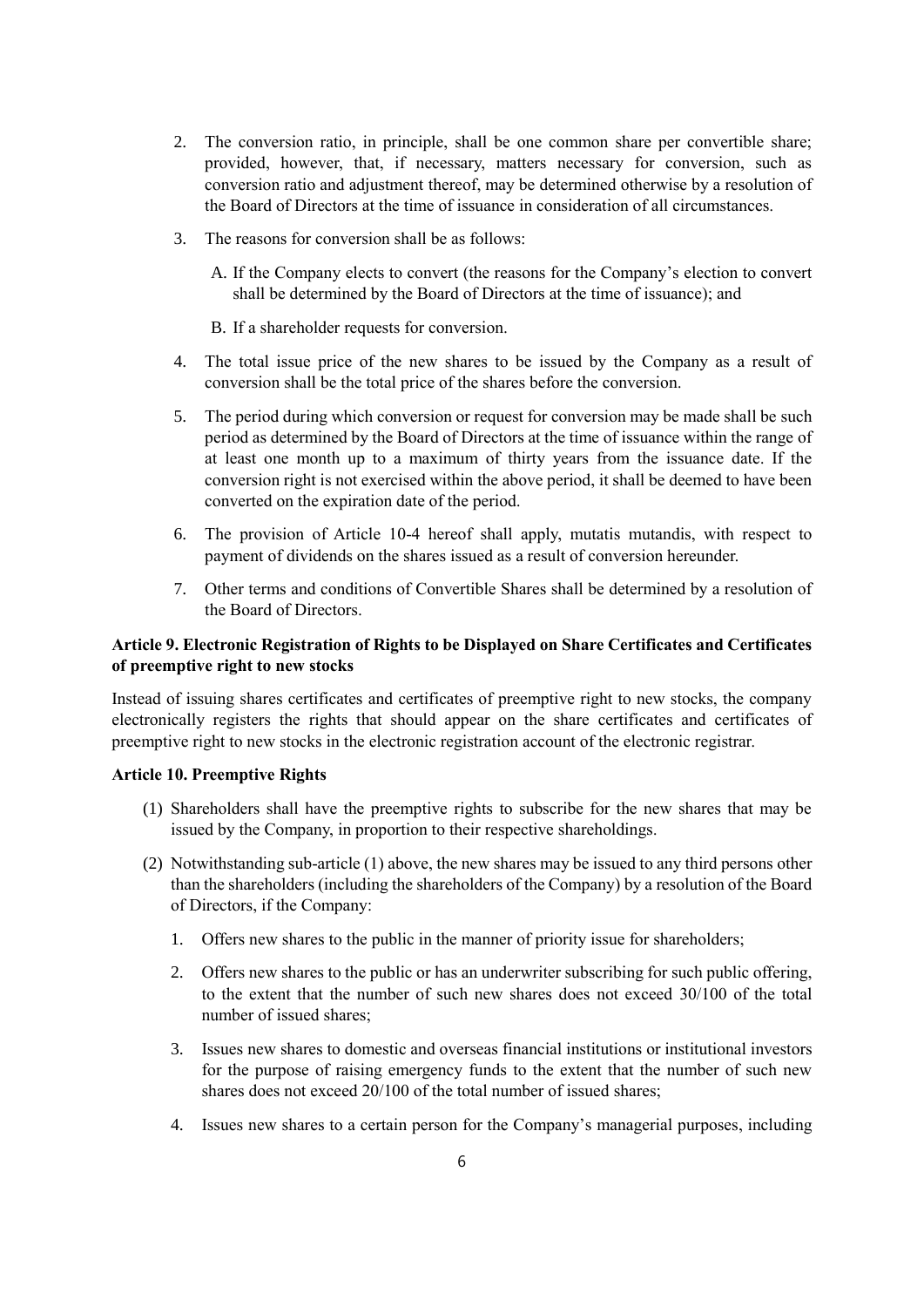2. The conversion ratio, in principle, shall be one common share per convertible share; provided, however, that, if necessary, matters necessary for conversion, such as conversion ratio and adjustment thereof, may be determined otherwise by a resolution of the Board of Directors at the time of issuance in consideration of all circumstances.

3. The reasons for conversion shall be as follows:

   A. If the Company elects to convert (the reasons for the Company's election to convert shall be determined by the Board of Directors at the time of issuance); and

   B. If a shareholder requests for conversion.

4. The total issue price of the new shares to be issued by the Company as a result of conversion shall be the total price of the shares before the conversion.

5. The period during which conversion or request for conversion may be made shall be such period as determined by the Board of Directors at the time of issuance within the range of at least one month up to a maximum of thirty years from the issuance date. If the conversion right is not exercised within the above period, it shall be deemed to have been converted on the expiration date of the period.

6. The provision of Article 10-4 hereof shall apply, mutatis mutandis, with respect to payment of dividends on the shares issued as a result of conversion hereunder.

7. Other terms and conditions of Convertible Shares shall be determined by a resolution of the Board of Directors.

**Article 9. Electronic Registration of Rights to be Displayed on Share Certificates and Certificates of preemptive right to new stocks**

Instead of issuing shares certificates and certificates of preemptive right to new stocks, the company electronically registers the rights that should appear on the share certificates and certificates of preemptive right to new stocks in the electronic registration account of the electronic registrar.

**Article 10. Preemptive Rights**

(1) Shareholders shall have the preemptive rights to subscribe for the new shares that may be issued by the Company, in proportion to their respective shareholdings.

(2) Notwithstanding sub-article (1) above, the new shares may be issued to any third persons other than the shareholders (including the shareholders of the Company) by a resolution of the Board of Directors, if the Company:

   1. Offers new shares to the public in the manner of priority issue for shareholders;

   2. Offers new shares to the public or has an underwriter subscribing for such public offering, to the extent that the number of such new shares does not exceed 30/100 of the total number of issued shares;

   3. Issues new shares to domestic and overseas financial institutions or institutional investors for the purpose of raising emergency funds to the extent that the number of such new shares does not exceed 20/100 of the total number of issued shares;

   4. Issues new shares to a certain person for the Company's managerial purposes, including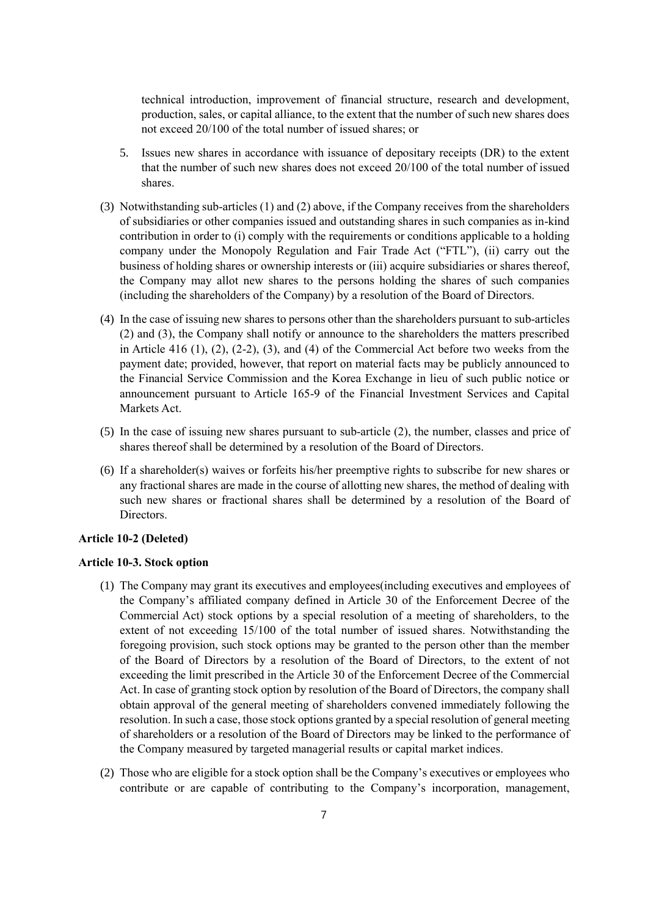technical introduction, improvement of financial structure, research and development, production, sales, or capital alliance, to the extent that the number of such new shares does not exceed 20/100 of the total number of issued shares; or

5. Issues new shares in accordance with issuance of depositary receipts (DR) to the extent that the number of such new shares does not exceed 20/100 of the total number of issued shares.

(3) Notwithstanding sub-articles (1) and (2) above, if the Company receives from the shareholders of subsidiaries or other companies issued and outstanding shares in such companies as in-kind contribution in order to (i) comply with the requirements or conditions applicable to a holding company under the Monopoly Regulation and Fair Trade Act ("FTL"), (ii) carry out the business of holding shares or ownership interests or (iii) acquire subsidiaries or shares thereof, the Company may allot new shares to the persons holding the shares of such companies (including the shareholders of the Company) by a resolution of the Board of Directors.

(4) In the case of issuing new shares to persons other than the shareholders pursuant to sub-articles (2) and (3), the Company shall notify or announce to the shareholders the matters prescribed in Article 416 (1), (2), (2-2), (3), and (4) of the Commercial Act before two weeks from the payment date; provided, however, that report on material facts may be publicly announced to the Financial Service Commission and the Korea Exchange in lieu of such public notice or announcement pursuant to Article 165-9 of the Financial Investment Services and Capital Markets Act.

(5) In the case of issuing new shares pursuant to sub-article (2), the number, classes and price of shares thereof shall be determined by a resolution of the Board of Directors.

(6) If a shareholder(s) waives or forfeits his/her preemptive rights to subscribe for new shares or any fractional shares are made in the course of allotting new shares, the method of dealing with such new shares or fractional shares shall be determined by a resolution of the Board of Directors.

**Article 10-2 (Deleted)**

**Article 10-3. Stock option**

(1) The Company may grant its executives and employees(including executives and employees of the Company's affiliated company defined in Article 30 of the Enforcement Decree of the Commercial Act) stock options by a special resolution of a meeting of shareholders, to the extent of not exceeding 15/100 of the total number of issued shares. Notwithstanding the foregoing provision, such stock options may be granted to the person other than the member of the Board of Directors by a resolution of the Board of Directors, to the extent of not exceeding the limit prescribed in the Article 30 of the Enforcement Decree of the Commercial Act. In case of granting stock option by resolution of the Board of Directors, the company shall obtain approval of the general meeting of shareholders convened immediately following the resolution. In such a case, those stock options granted by a special resolution of general meeting of shareholders or a resolution of the Board of Directors may be linked to the performance of the Company measured by targeted managerial results or capital market indices.

(2) Those who are eligible for a stock option shall be the Company's executives or employees who contribute or are capable of contributing to the Company's incorporation, management,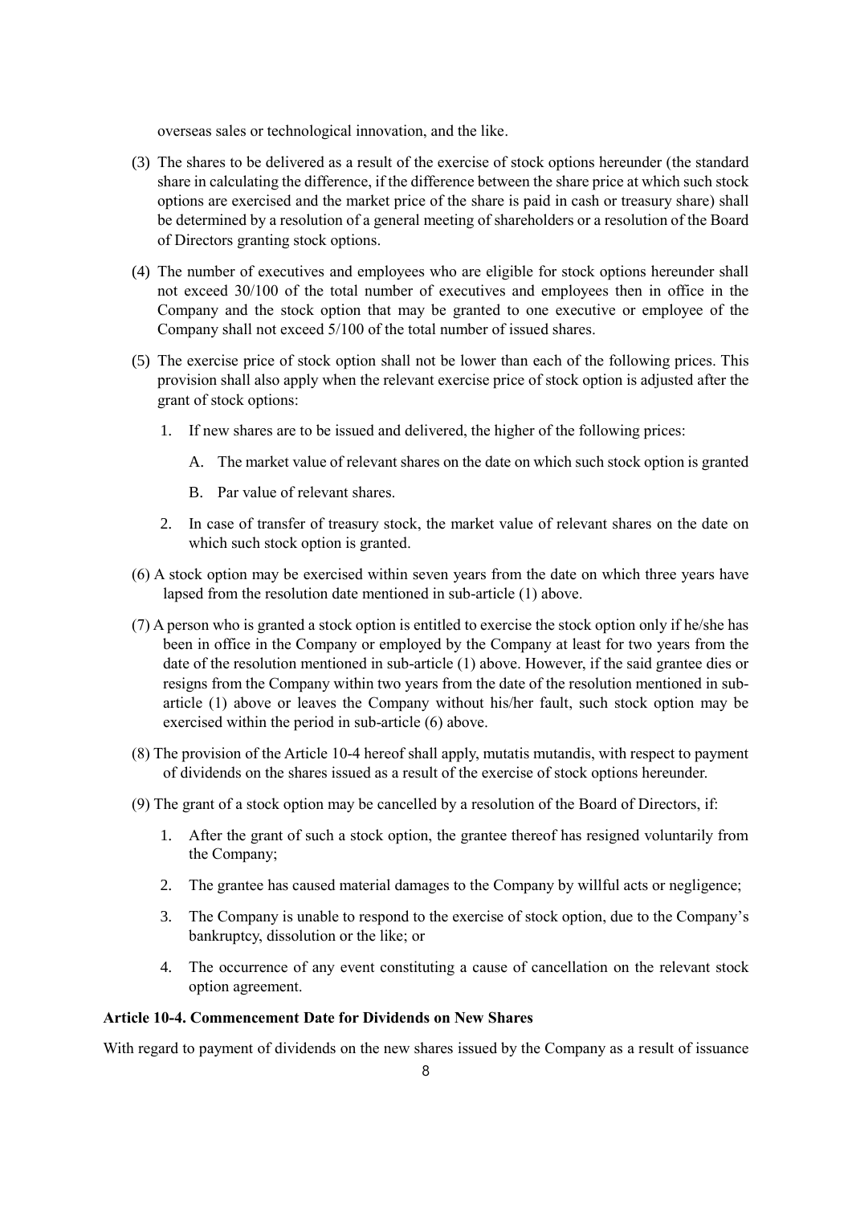overseas sales or technological innovation, and the like.

(3) The shares to be delivered as a result of the exercise of stock options hereunder (the standard share in calculating the difference, if the difference between the share price at which such stock options are exercised and the market price of the share is paid in cash or treasury share) shall be determined by a resolution of a general meeting of shareholders or a resolution of the Board of Directors granting stock options.

(4) The number of executives and employees who are eligible for stock options hereunder shall not exceed 30/100 of the total number of executives and employees then in office in the Company and the stock option that may be granted to one executive or employee of the Company shall not exceed 5/100 of the total number of issued shares.

(5) The exercise price of stock option shall not be lower than each of the following prices. This provision shall also apply when the relevant exercise price of stock option is adjusted after the grant of stock options:

1. If new shares are to be issued and delivered, the higher of the following prices:

   A. The market value of relevant shares on the date on which such stock option is granted

   B. Par value of relevant shares.

2. In case of transfer of treasury stock, the market value of relevant shares on the date on which such stock option is granted.

(6) A stock option may be exercised within seven years from the date on which three years have lapsed from the resolution date mentioned in sub-article (1) above.

(7) A person who is granted a stock option is entitled to exercise the stock option only if he/she has been in office in the Company or employed by the Company at least for two years from the date of the resolution mentioned in sub-article (1) above. However, if the said grantee dies or resigns from the Company within two years from the date of the resolution mentioned in sub-article (1) above or leaves the Company without his/her fault, such stock option may be exercised within the period in sub-article (6) above.

(8) The provision of the Article 10-4 hereof shall apply, mutatis mutandis, with respect to payment of dividends on the shares issued as a result of the exercise of stock options hereunder.

(9) The grant of a stock option may be cancelled by a resolution of the Board of Directors, if:

1. After the grant of such a stock option, the grantee thereof has resigned voluntarily from the Company;

2. The grantee has caused material damages to the Company by willful acts or negligence;

3. The Company is unable to respond to the exercise of stock option, due to the Company's bankruptcy, dissolution or the like; or

4. The occurrence of any event constituting a cause of cancellation on the relevant stock option agreement.

**Article 10-4. Commencement Date for Dividends on New Shares**

With regard to payment of dividends on the new shares issued by the Company as a result of issuance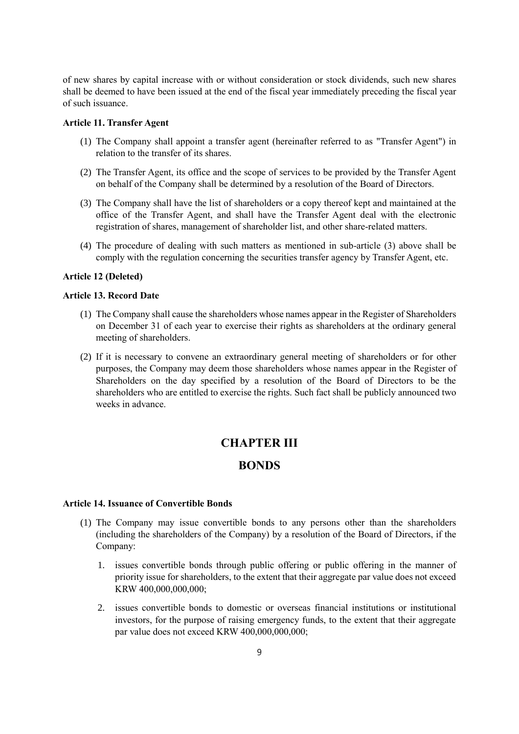of new shares by capital increase with or without consideration or stock dividends, such new shares shall be deemed to have been issued at the end of the fiscal year immediately preceding the fiscal year of such issuance.

**Article 11. Transfer Agent**

(1) The Company shall appoint a transfer agent (hereinafter referred to as "Transfer Agent") in relation to the transfer of its shares.

(2) The Transfer Agent, its office and the scope of services to be provided by the Transfer Agent on behalf of the Company shall be determined by a resolution of the Board of Directors.

(3) The Company shall have the list of shareholders or a copy thereof kept and maintained at the office of the Transfer Agent, and shall have the Transfer Agent deal with the electronic registration of shares, management of shareholder list, and other share-related matters.

(4) The procedure of dealing with such matters as mentioned in sub-article (3) above shall be comply with the regulation concerning the securities transfer agency by Transfer Agent, etc.

**Article 12 (Deleted)**

**Article 13. Record Date**

(1) The Company shall cause the shareholders whose names appear in the Register of Shareholders on December 31 of each year to exercise their rights as shareholders at the ordinary general meeting of shareholders.

(2) If it is necessary to convene an extraordinary general meeting of shareholders or for other purposes, the Company may deem those shareholders whose names appear in the Register of Shareholders on the day specified by a resolution of the Board of Directors to be the shareholders who are entitled to exercise the rights. Such fact shall be publicly announced two weeks in advance.

## CHAPTER III

## BONDS

**Article 14. Issuance of Convertible Bonds**

(1) The Company may issue convertible bonds to any persons other than the shareholders (including the shareholders of the Company) by a resolution of the Board of Directors, if the Company:

1. issues convertible bonds through public offering or public offering in the manner of priority issue for shareholders, to the extent that their aggregate par value does not exceed KRW 400,000,000,000;
2. issues convertible bonds to domestic or overseas financial institutions or institutional investors, for the purpose of raising emergency funds, to the extent that their aggregate par value does not exceed KRW 400,000,000,000;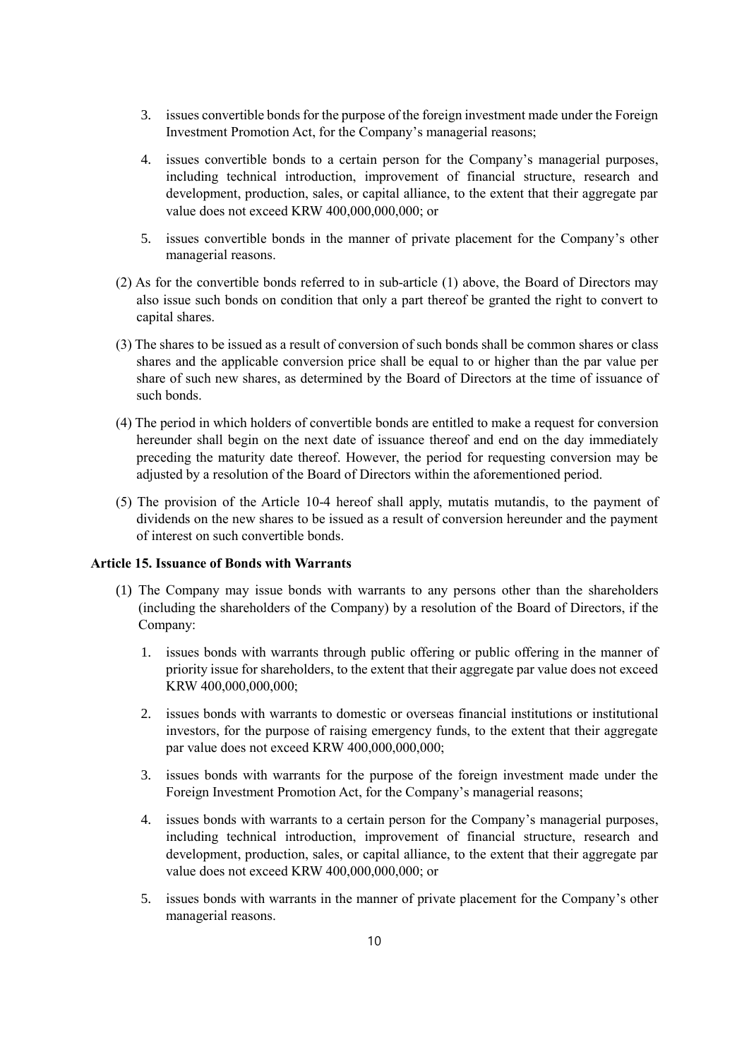3. issues convertible bonds for the purpose of the foreign investment made under the Foreign Investment Promotion Act, for the Company's managerial reasons;

4. issues convertible bonds to a certain person for the Company's managerial purposes, including technical introduction, improvement of financial structure, research and development, production, sales, or capital alliance, to the extent that their aggregate par value does not exceed KRW 400,000,000,000; or

5. issues convertible bonds in the manner of private placement for the Company's other managerial reasons.

(2) As for the convertible bonds referred to in sub-article (1) above, the Board of Directors may also issue such bonds on condition that only a part thereof be granted the right to convert to capital shares.

(3) The shares to be issued as a result of conversion of such bonds shall be common shares or class shares and the applicable conversion price shall be equal to or higher than the par value per share of such new shares, as determined by the Board of Directors at the time of issuance of such bonds.

(4) The period in which holders of convertible bonds are entitled to make a request for conversion hereunder shall begin on the next date of issuance thereof and end on the day immediately preceding the maturity date thereof. However, the period for requesting conversion may be adjusted by a resolution of the Board of Directors within the aforementioned period.

(5) The provision of the Article 10-4 hereof shall apply, mutatis mutandis, to the payment of dividends on the new shares to be issued as a result of conversion hereunder and the payment of interest on such convertible bonds.

**Article 15. Issuance of Bonds with Warrants**

(1) The Company may issue bonds with warrants to any persons other than the shareholders (including the shareholders of the Company) by a resolution of the Board of Directors, if the Company:

1. issues bonds with warrants through public offering or public offering in the manner of priority issue for shareholders, to the extent that their aggregate par value does not exceed KRW 400,000,000,000;

2. issues bonds with warrants to domestic or overseas financial institutions or institutional investors, for the purpose of raising emergency funds, to the extent that their aggregate par value does not exceed KRW 400,000,000,000;

3. issues bonds with warrants for the purpose of the foreign investment made under the Foreign Investment Promotion Act, for the Company's managerial reasons;

4. issues bonds with warrants to a certain person for the Company's managerial purposes, including technical introduction, improvement of financial structure, research and development, production, sales, or capital alliance, to the extent that their aggregate par value does not exceed KRW 400,000,000,000; or

5. issues bonds with warrants in the manner of private placement for the Company's other managerial reasons.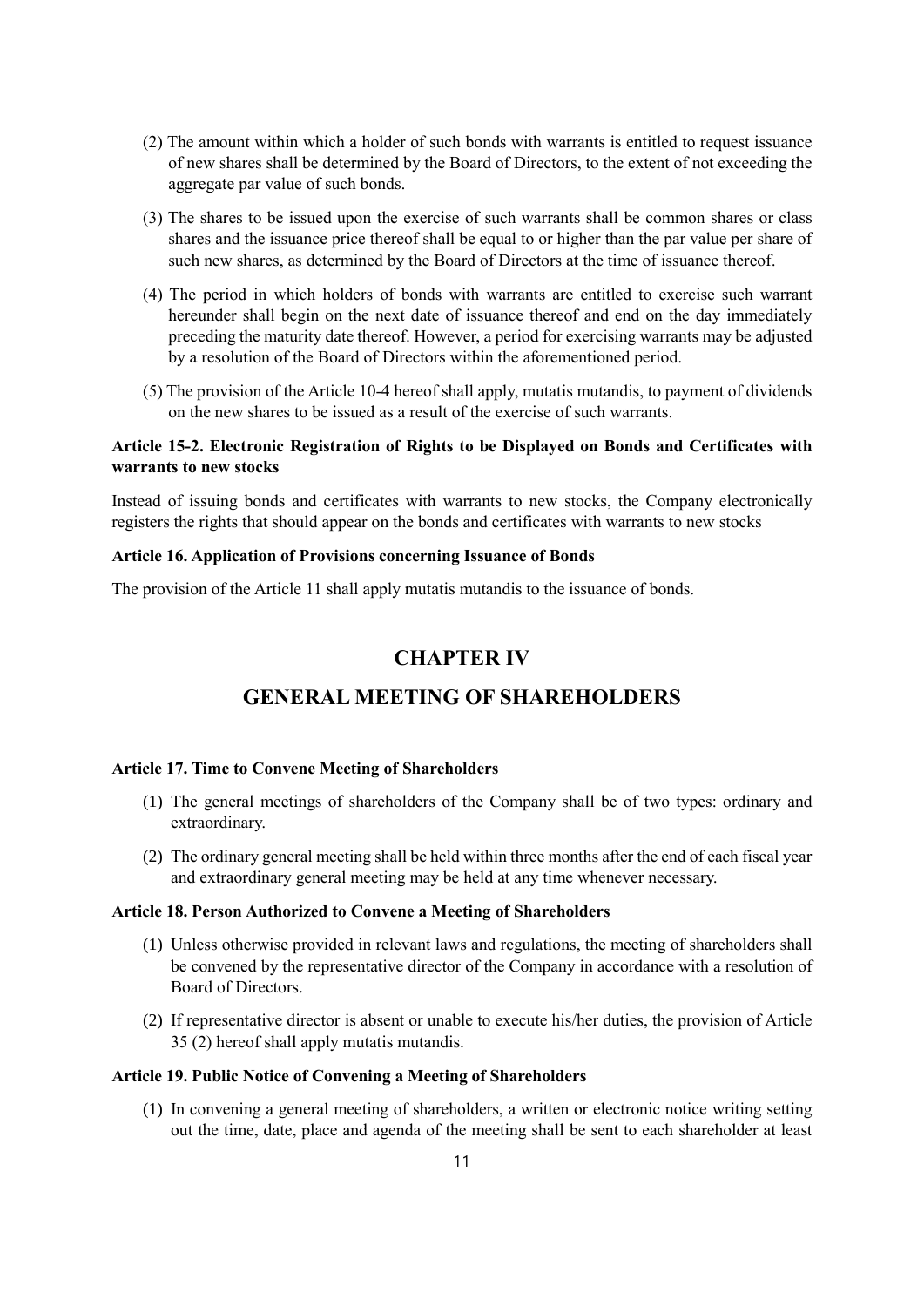(2) The amount within which a holder of such bonds with warrants is entitled to request issuance of new shares shall be determined by the Board of Directors, to the extent of not exceeding the aggregate par value of such bonds.

(3) The shares to be issued upon the exercise of such warrants shall be common shares or class shares and the issuance price thereof shall be equal to or higher than the par value per share of such new shares, as determined by the Board of Directors at the time of issuance thereof.

(4) The period in which holders of bonds with warrants are entitled to exercise such warrant hereunder shall begin on the next date of issuance thereof and end on the day immediately preceding the maturity date thereof. However, a period for exercising warrants may be adjusted by a resolution of the Board of Directors within the aforementioned period.

(5) The provision of the Article 10-4 hereof shall apply, mutatis mutandis, to payment of dividends on the new shares to be issued as a result of the exercise of such warrants.

**Article 15-2. Electronic Registration of Rights to be Displayed on Bonds and Certificates with warrants to new stocks**

Instead of issuing bonds and certificates with warrants to new stocks, the Company electronically registers the rights that should appear on the bonds and certificates with warrants to new stocks

**Article 16. Application of Provisions concerning Issuance of Bonds**

The provision of the Article 11 shall apply mutatis mutandis to the issuance of bonds.

# CHAPTER IV

# GENERAL MEETING OF SHAREHOLDERS

**Article 17. Time to Convene Meeting of Shareholders**

(1) The general meetings of shareholders of the Company shall be of two types: ordinary and extraordinary.

(2) The ordinary general meeting shall be held within three months after the end of each fiscal year and extraordinary general meeting may be held at any time whenever necessary.

**Article 18. Person Authorized to Convene a Meeting of Shareholders**

(1) Unless otherwise provided in relevant laws and regulations, the meeting of shareholders shall be convened by the representative director of the Company in accordance with a resolution of Board of Directors.

(2) If representative director is absent or unable to execute his/her duties, the provision of Article 35 (2) hereof shall apply mutatis mutandis.

**Article 19. Public Notice of Convening a Meeting of Shareholders**

(1) In convening a general meeting of shareholders, a written or electronic notice writing setting out the time, date, place and agenda of the meeting shall be sent to each shareholder at least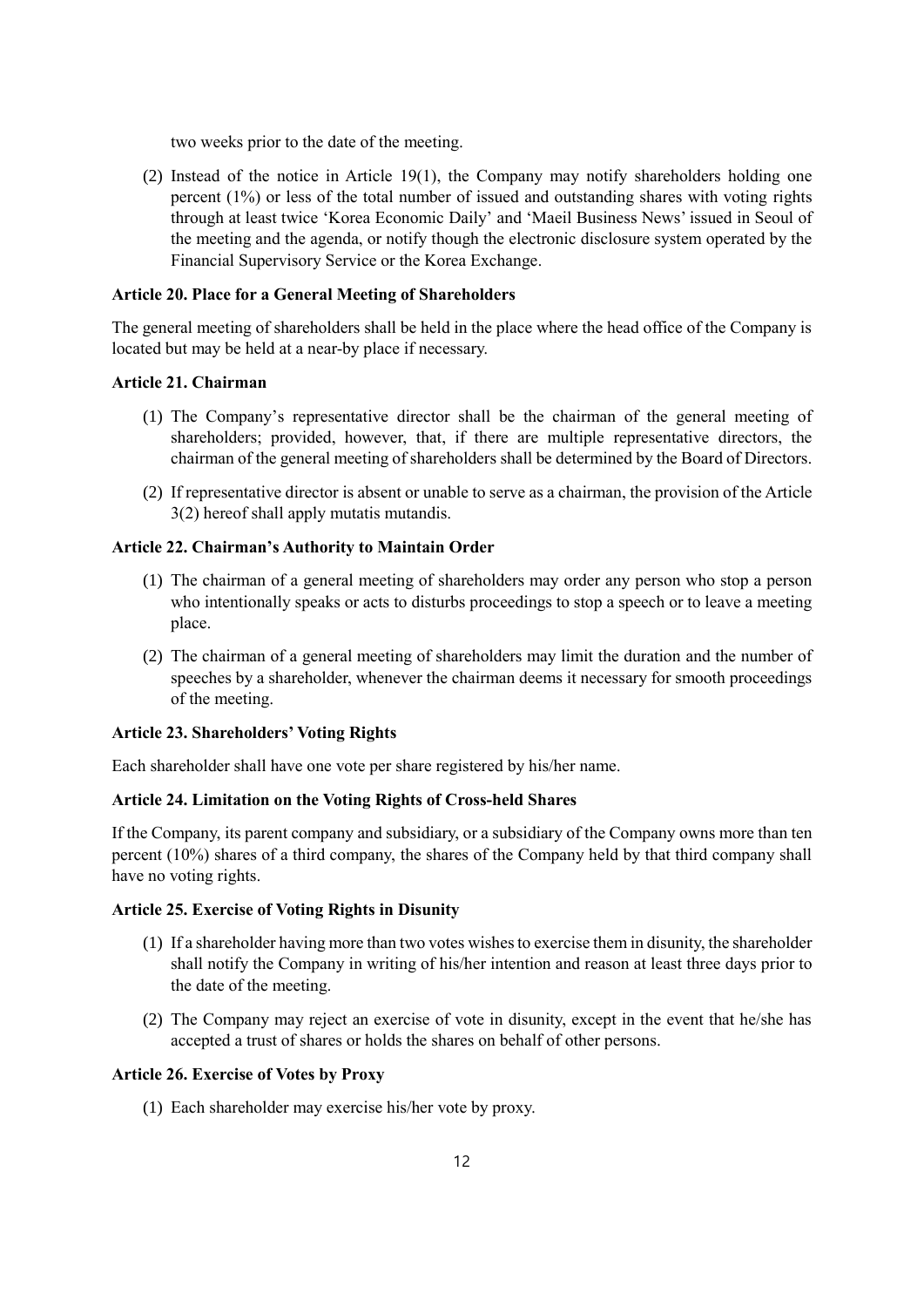two weeks prior to the date of the meeting.

(2) Instead of the notice in Article 19(1), the Company may notify shareholders holding one percent (1%) or less of the total number of issued and outstanding shares with voting rights through at least twice 'Korea Economic Daily' and 'Maeil Business News' issued in Seoul of the meeting and the agenda, or notify though the electronic disclosure system operated by the Financial Supervisory Service or the Korea Exchange.

**Article 20. Place for a General Meeting of Shareholders**

The general meeting of shareholders shall be held in the place where the head office of the Company is located but may be held at a near-by place if necessary.

**Article 21. Chairman**

(1) The Company's representative director shall be the chairman of the general meeting of shareholders; provided, however, that, if there are multiple representative directors, the chairman of the general meeting of shareholders shall be determined by the Board of Directors.

(2) If representative director is absent or unable to serve as a chairman, the provision of the Article 3(2) hereof shall apply mutatis mutandis.

**Article 22. Chairman's Authority to Maintain Order**

(1) The chairman of a general meeting of shareholders may order any person who stop a person who intentionally speaks or acts to disturbs proceedings to stop a speech or to leave a meeting place.

(2) The chairman of a general meeting of shareholders may limit the duration and the number of speeches by a shareholder, whenever the chairman deems it necessary for smooth proceedings of the meeting.

**Article 23. Shareholders' Voting Rights**

Each shareholder shall have one vote per share registered by his/her name.

**Article 24. Limitation on the Voting Rights of Cross-held Shares**

If the Company, its parent company and subsidiary, or a subsidiary of the Company owns more than ten percent (10%) shares of a third company, the shares of the Company held by that third company shall have no voting rights.

**Article 25. Exercise of Voting Rights in Disunity**

(1) If a shareholder having more than two votes wishes to exercise them in disunity, the shareholder shall notify the Company in writing of his/her intention and reason at least three days prior to the date of the meeting.

(2) The Company may reject an exercise of vote in disunity, except in the event that he/she has accepted a trust of shares or holds the shares on behalf of other persons.

**Article 26. Exercise of Votes by Proxy**

(1) Each shareholder may exercise his/her vote by proxy.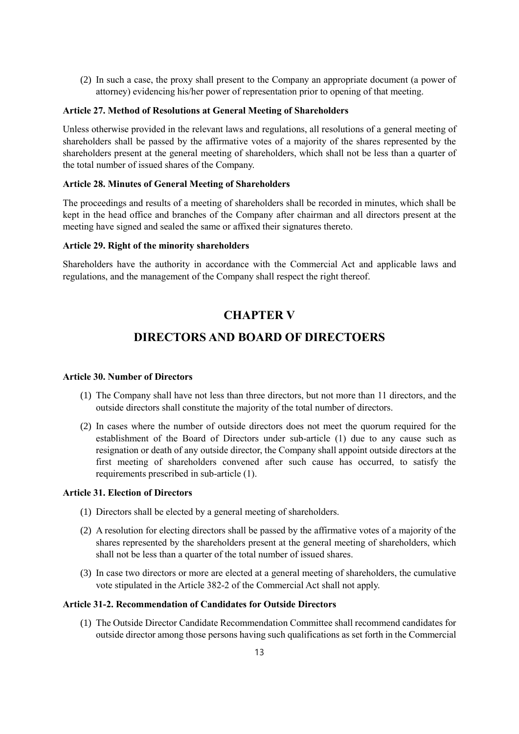(2) In such a case, the proxy shall present to the Company an appropriate document (a power of attorney) evidencing his/her power of representation prior to opening of that meeting.

**Article 27. Method of Resolutions at General Meeting of Shareholders**

Unless otherwise provided in the relevant laws and regulations, all resolutions of a general meeting of shareholders shall be passed by the affirmative votes of a majority of the shares represented by the shareholders present at the general meeting of shareholders, which shall not be less than a quarter of the total number of issued shares of the Company.

**Article 28. Minutes of General Meeting of Shareholders**

The proceedings and results of a meeting of shareholders shall be recorded in minutes, which shall be kept in the head office and branches of the Company after chairman and all directors present at the meeting have signed and sealed the same or affixed their signatures thereto.

**Article 29. Right of the minority shareholders**

Shareholders have the authority in accordance with the Commercial Act and applicable laws and regulations, and the management of the Company shall respect the right thereof.

## CHAPTER V

## DIRECTORS AND BOARD OF DIRECTOERS

**Article 30. Number of Directors**

(1) The Company shall have not less than three directors, but not more than 11 directors, and the outside directors shall constitute the majority of the total number of directors.

(2) In cases where the number of outside directors does not meet the quorum required for the establishment of the Board of Directors under sub-article (1) due to any cause such as resignation or death of any outside director, the Company shall appoint outside directors at the first meeting of shareholders convened after such cause has occurred, to satisfy the requirements prescribed in sub-article (1).

**Article 31. Election of Directors**

(1) Directors shall be elected by a general meeting of shareholders.

(2) A resolution for electing directors shall be passed by the affirmative votes of a majority of the shares represented by the shareholders present at the general meeting of shareholders, which shall not be less than a quarter of the total number of issued shares.

(3) In case two directors or more are elected at a general meeting of shareholders, the cumulative vote stipulated in the Article 382-2 of the Commercial Act shall not apply.

**Article 31-2. Recommendation of Candidates for Outside Directors**

(1) The Outside Director Candidate Recommendation Committee shall recommend candidates for outside director among those persons having such qualifications as set forth in the Commercial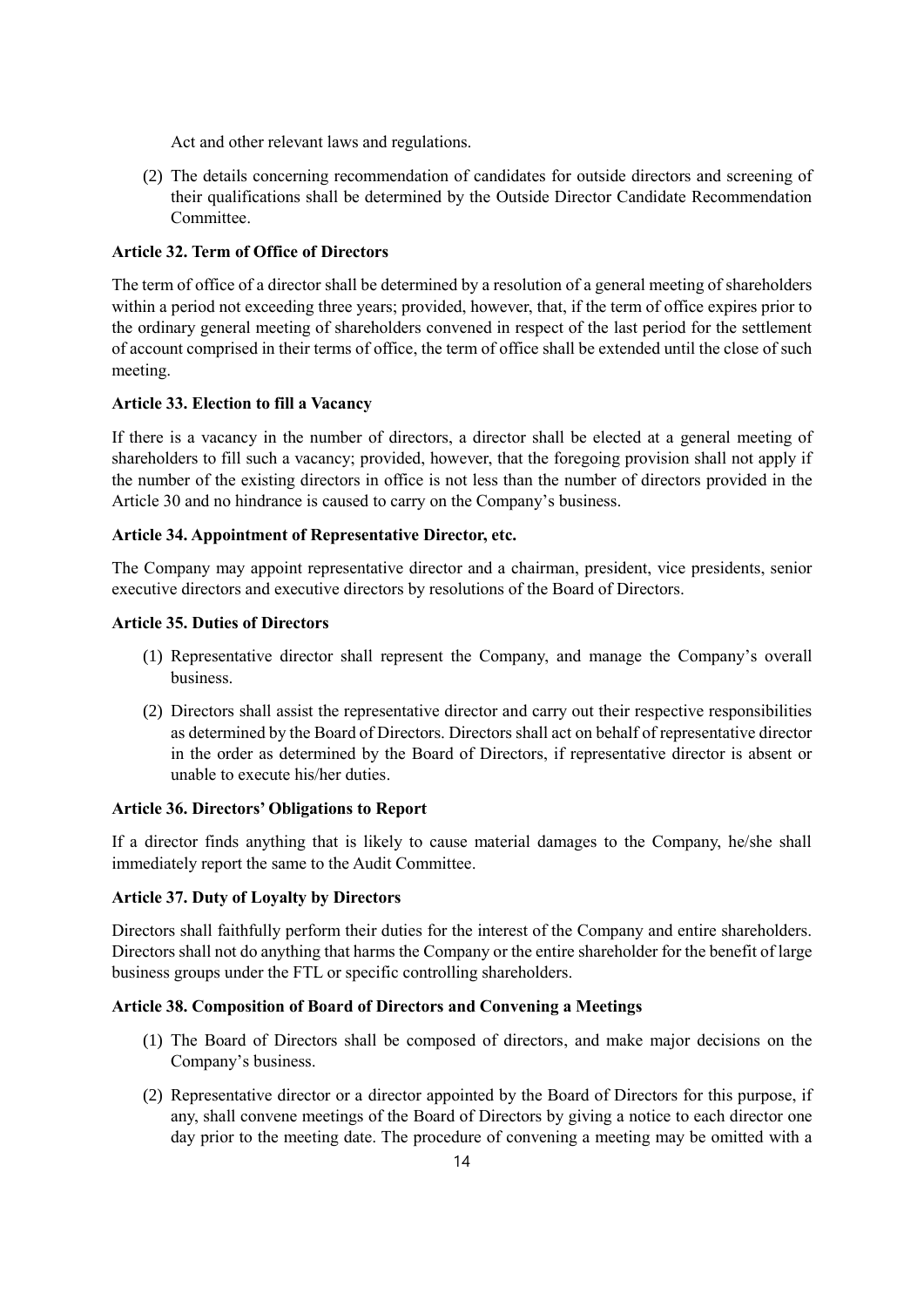Act and other relevant laws and regulations.

(2) The details concerning recommendation of candidates for outside directors and screening of their qualifications shall be determined by the Outside Director Candidate Recommendation Committee.

**Article 32. Term of Office of Directors**

The term of office of a director shall be determined by a resolution of a general meeting of shareholders within a period not exceeding three years; provided, however, that, if the term of office expires prior to the ordinary general meeting of shareholders convened in respect of the last period for the settlement of account comprised in their terms of office, the term of office shall be extended until the close of such meeting.

**Article 33. Election to fill a Vacancy**

If there is a vacancy in the number of directors, a director shall be elected at a general meeting of shareholders to fill such a vacancy; provided, however, that the foregoing provision shall not apply if the number of the existing directors in office is not less than the number of directors provided in the Article 30 and no hindrance is caused to carry on the Company's business.

**Article 34. Appointment of Representative Director, etc.**

The Company may appoint representative director and a chairman, president, vice presidents, senior executive directors and executive directors by resolutions of the Board of Directors.

**Article 35. Duties of Directors**

(1) Representative director shall represent the Company, and manage the Company's overall business.

(2) Directors shall assist the representative director and carry out their respective responsibilities as determined by the Board of Directors. Directors shall act on behalf of representative director in the order as determined by the Board of Directors, if representative director is absent or unable to execute his/her duties.

**Article 36. Directors' Obligations to Report**

If a director finds anything that is likely to cause material damages to the Company, he/she shall immediately report the same to the Audit Committee.

**Article 37. Duty of Loyalty by Directors**

Directors shall faithfully perform their duties for the interest of the Company and entire shareholders. Directors shall not do anything that harms the Company or the entire shareholder for the benefit of large business groups under the FTL or specific controlling shareholders.

**Article 38. Composition of Board of Directors and Convening a Meetings**

(1) The Board of Directors shall be composed of directors, and make major decisions on the Company's business.

(2) Representative director or a director appointed by the Board of Directors for this purpose, if any, shall convene meetings of the Board of Directors by giving a notice to each director one day prior to the meeting date. The procedure of convening a meeting may be omitted with a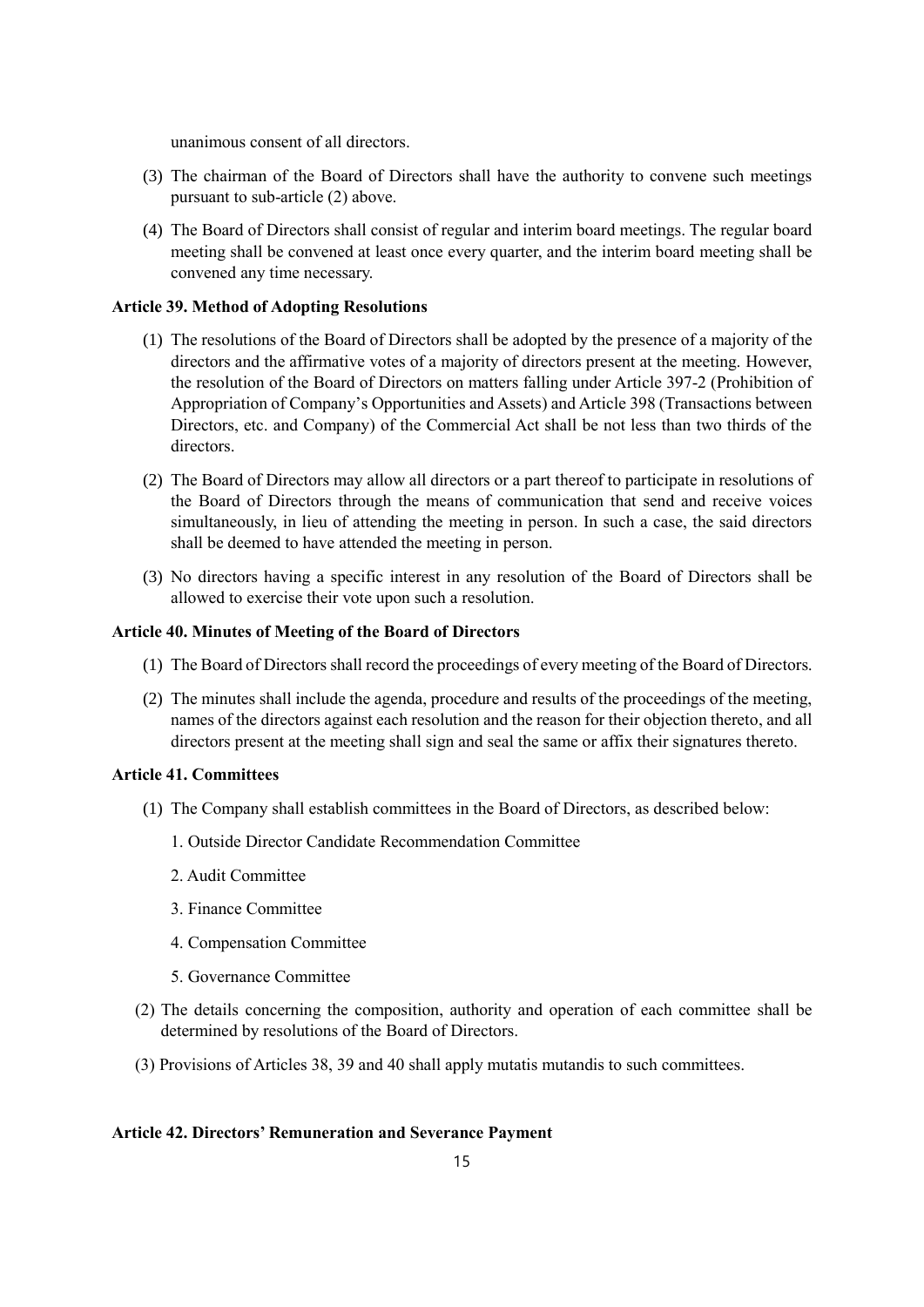unanimous consent of all directors.

(3) The chairman of the Board of Directors shall have the authority to convene such meetings pursuant to sub-article (2) above.

(4) The Board of Directors shall consist of regular and interim board meetings. The regular board meeting shall be convened at least once every quarter, and the interim board meeting shall be convened any time necessary.

**Article 39. Method of Adopting Resolutions**

(1) The resolutions of the Board of Directors shall be adopted by the presence of a majority of the directors and the affirmative votes of a majority of directors present at the meeting. However, the resolution of the Board of Directors on matters falling under Article 397-2 (Prohibition of Appropriation of Company's Opportunities and Assets) and Article 398 (Transactions between Directors, etc. and Company) of the Commercial Act shall be not less than two thirds of the directors.

(2) The Board of Directors may allow all directors or a part thereof to participate in resolutions of the Board of Directors through the means of communication that send and receive voices simultaneously, in lieu of attending the meeting in person. In such a case, the said directors shall be deemed to have attended the meeting in person.

(3) No directors having a specific interest in any resolution of the Board of Directors shall be allowed to exercise their vote upon such a resolution.

**Article 40. Minutes of Meeting of the Board of Directors**

(1) The Board of Directors shall record the proceedings of every meeting of the Board of Directors.

(2) The minutes shall include the agenda, procedure and results of the proceedings of the meeting, names of the directors against each resolution and the reason for their objection thereto, and all directors present at the meeting shall sign and seal the same or affix their signatures thereto.

**Article 41. Committees**

(1) The Company shall establish committees in the Board of Directors, as described below:

1. Outside Director Candidate Recommendation Committee

2. Audit Committee

3. Finance Committee

4. Compensation Committee

5. Governance Committee

(2) The details concerning the composition, authority and operation of each committee shall be determined by resolutions of the Board of Directors.

(3) Provisions of Articles 38, 39 and 40 shall apply mutatis mutandis to such committees.

**Article 42. Directors' Remuneration and Severance Payment**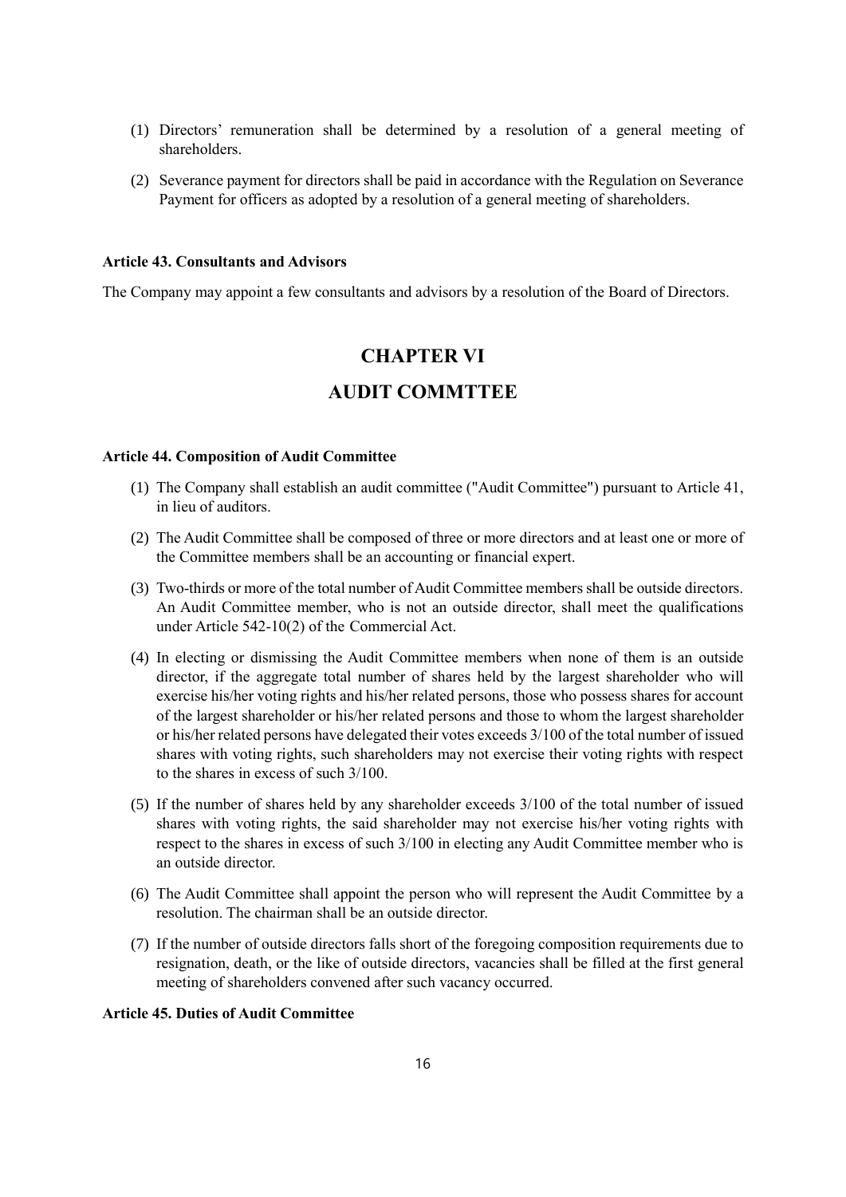(1) Directors' remuneration shall be determined by a resolution of a general meeting of shareholders.

(2) Severance payment for directors shall be paid in accordance with the Regulation on Severance Payment for officers as adopted by a resolution of a general meeting of shareholders.

**Article 43. Consultants and Advisors**

The Company may appoint a few consultants and advisors by a resolution of the Board of Directors.

# CHAPTER VI

# AUDIT COMMTTEE

**Article 44. Composition of Audit Committee**

(1) The Company shall establish an audit committee ("Audit Committee") pursuant to Article 41, in lieu of auditors.

(2) The Audit Committee shall be composed of three or more directors and at least one or more of the Committee members shall be an accounting or financial expert.

(3) Two-thirds or more of the total number of Audit Committee members shall be outside directors. An Audit Committee member, who is not an outside director, shall meet the qualifications under Article 542-10(2) of the Commercial Act.

(4) In electing or dismissing the Audit Committee members when none of them is an outside director, if the aggregate total number of shares held by the largest shareholder who will exercise his/her voting rights and his/her related persons, those who possess shares for account of the largest shareholder or his/her related persons and those to whom the largest shareholder or his/her related persons have delegated their votes exceeds 3/100 of the total number of issued shares with voting rights, such shareholders may not exercise their voting rights with respect to the shares in excess of such 3/100.

(5) If the number of shares held by any shareholder exceeds 3/100 of the total number of issued shares with voting rights, the said shareholder may not exercise his/her voting rights with respect to the shares in excess of such 3/100 in electing any Audit Committee member who is an outside director.

(6) The Audit Committee shall appoint the person who will represent the Audit Committee by a resolution. The chairman shall be an outside director.

(7) If the number of outside directors falls short of the foregoing composition requirements due to resignation, death, or the like of outside directors, vacancies shall be filled at the first general meeting of shareholders convened after such vacancy occurred.

**Article 45. Duties of Audit Committee**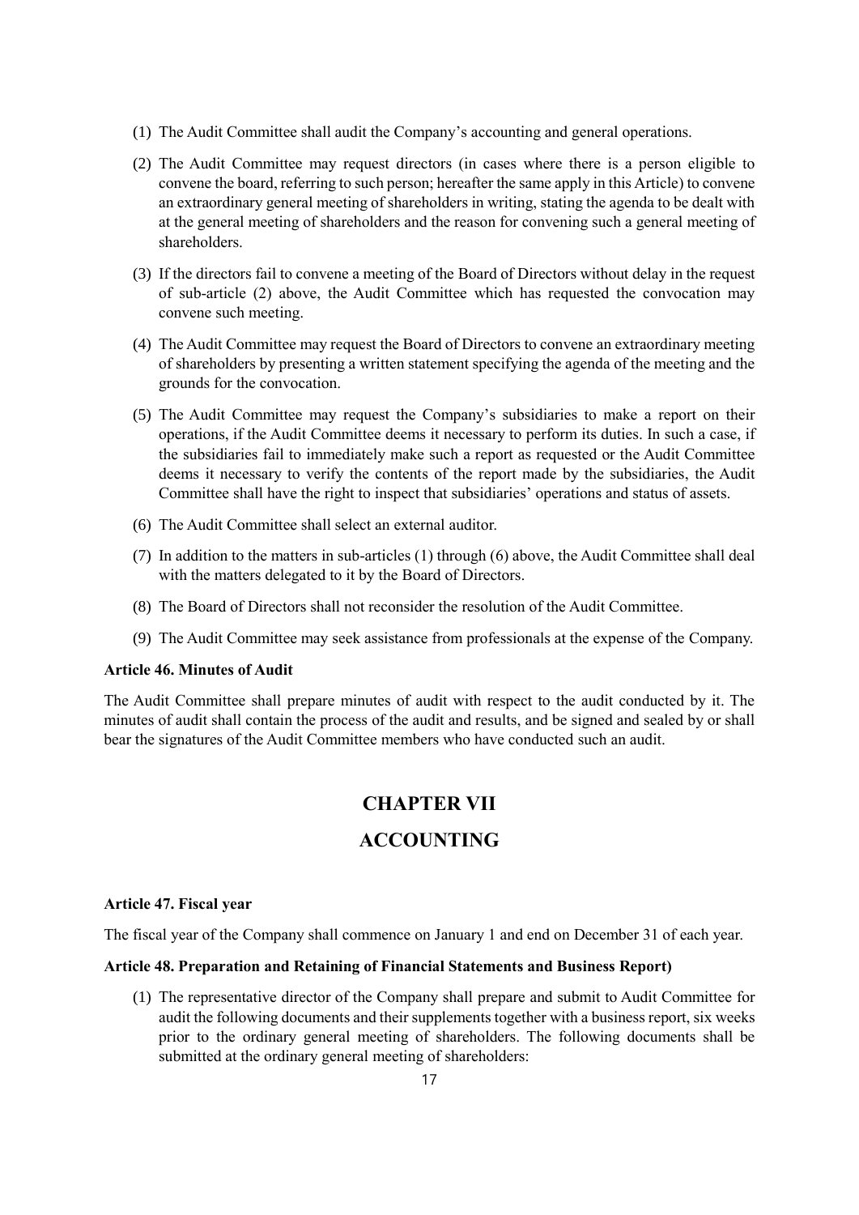(1) The Audit Committee shall audit the Company's accounting and general operations.

(2) The Audit Committee may request directors (in cases where there is a person eligible to convene the board, referring to such person; hereafter the same apply in this Article) to convene an extraordinary general meeting of shareholders in writing, stating the agenda to be dealt with at the general meeting of shareholders and the reason for convening such a general meeting of shareholders.

(3) If the directors fail to convene a meeting of the Board of Directors without delay in the request of sub-article (2) above, the Audit Committee which has requested the convocation may convene such meeting.

(4) The Audit Committee may request the Board of Directors to convene an extraordinary meeting of shareholders by presenting a written statement specifying the agenda of the meeting and the grounds for the convocation.

(5) The Audit Committee may request the Company's subsidiaries to make a report on their operations, if the Audit Committee deems it necessary to perform its duties. In such a case, if the subsidiaries fail to immediately make such a report as requested or the Audit Committee deems it necessary to verify the contents of the report made by the subsidiaries, the Audit Committee shall have the right to inspect that subsidiaries' operations and status of assets.

(6) The Audit Committee shall select an external auditor.

(7) In addition to the matters in sub-articles (1) through (6) above, the Audit Committee shall deal with the matters delegated to it by the Board of Directors.

(8) The Board of Directors shall not reconsider the resolution of the Audit Committee.

(9) The Audit Committee may seek assistance from professionals at the expense of the Company.

**Article 46. Minutes of Audit**

The Audit Committee shall prepare minutes of audit with respect to the audit conducted by it. The minutes of audit shall contain the process of the audit and results, and be signed and sealed by or shall bear the signatures of the Audit Committee members who have conducted such an audit.

## CHAPTER VII

## ACCOUNTING

**Article 47. Fiscal year**

The fiscal year of the Company shall commence on January 1 and end on December 31 of each year.

**Article 48. Preparation and Retaining of Financial Statements and Business Report)**

(1) The representative director of the Company shall prepare and submit to Audit Committee for audit the following documents and their supplements together with a business report, six weeks prior to the ordinary general meeting of shareholders. The following documents shall be submitted at the ordinary general meeting of shareholders: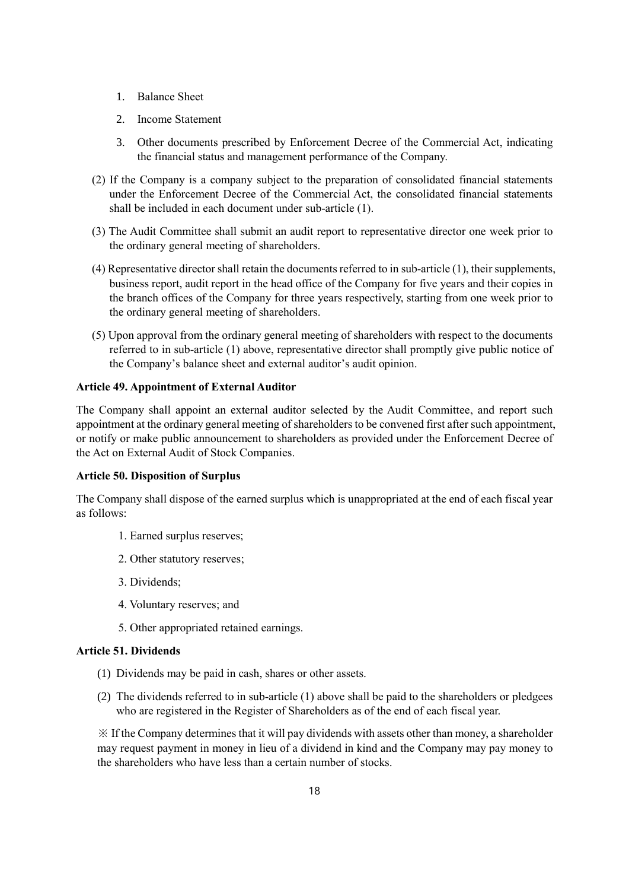1. Balance Sheet
2. Income Statement
3. Other documents prescribed by Enforcement Decree of the Commercial Act, indicating the financial status and management performance of the Company.

(2) If the Company is a company subject to the preparation of consolidated financial statements under the Enforcement Decree of the Commercial Act, the consolidated financial statements shall be included in each document under sub-article (1).

(3) The Audit Committee shall submit an audit report to representative director one week prior to the ordinary general meeting of shareholders.

(4) Representative director shall retain the documents referred to in sub-article (1), their supplements, business report, audit report in the head office of the Company for five years and their copies in the branch offices of the Company for three years respectively, starting from one week prior to the ordinary general meeting of shareholders.

(5) Upon approval from the ordinary general meeting of shareholders with respect to the documents referred to in sub-article (1) above, representative director shall promptly give public notice of the Company's balance sheet and external auditor's audit opinion.

**Article 49. Appointment of External Auditor**

The Company shall appoint an external auditor selected by the Audit Committee, and report such appointment at the ordinary general meeting of shareholders to be convened first after such appointment, or notify or make public announcement to shareholders as provided under the Enforcement Decree of the Act on External Audit of Stock Companies.

**Article 50. Disposition of Surplus**

The Company shall dispose of the earned surplus which is unappropriated at the end of each fiscal year as follows:

1. Earned surplus reserves;
2. Other statutory reserves;
3. Dividends;
4. Voluntary reserves; and
5. Other appropriated retained earnings.

**Article 51. Dividends**

(1) Dividends may be paid in cash, shares or other assets.

(2) The dividends referred to in sub-article (1) above shall be paid to the shareholders or pledgees who are registered in the Register of Shareholders as of the end of each fiscal year.

※ If the Company determines that it will pay dividends with assets other than money, a shareholder may request payment in money in lieu of a dividend in kind and the Company may pay money to the shareholders who have less than a certain number of stocks.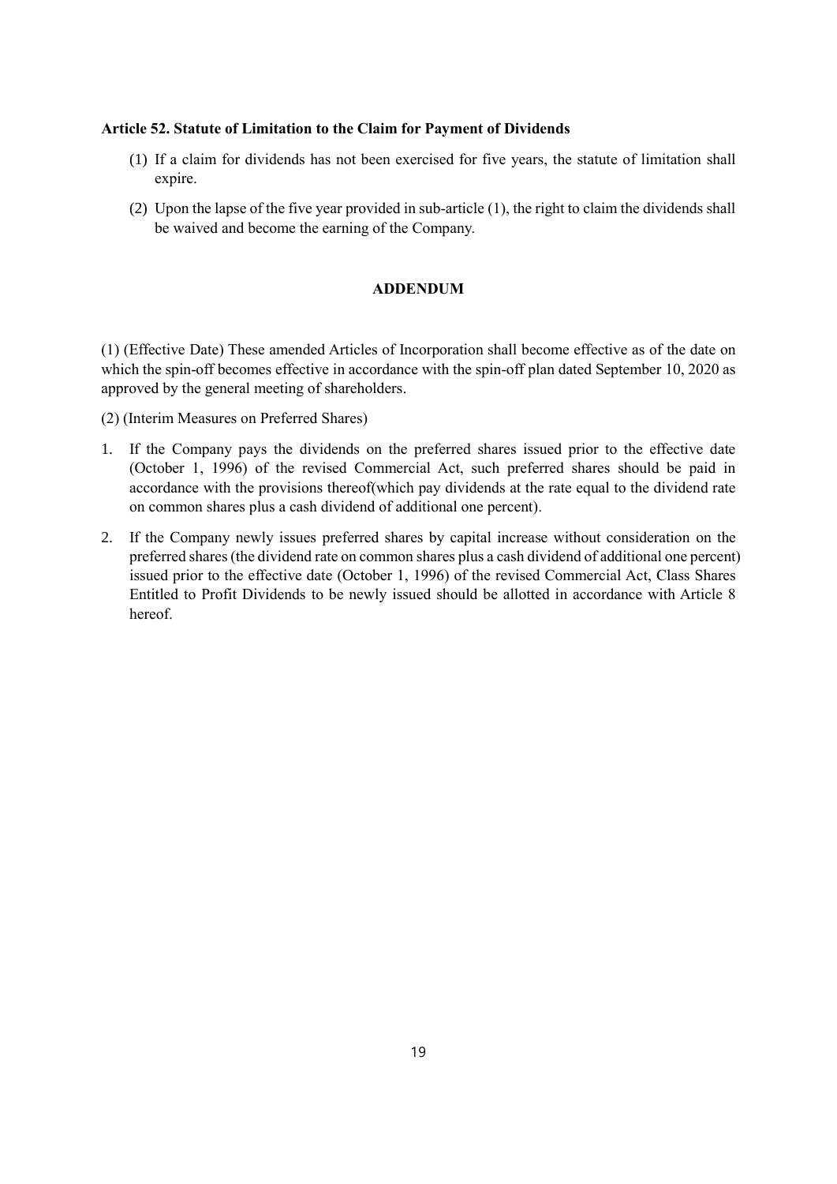**Article 52. Statute of Limitation to the Claim for Payment of Dividends**

(1) If a claim for dividends has not been exercised for five years, the statute of limitation shall expire.

(2) Upon the lapse of the five year provided in sub-article (1), the right to claim the dividends shall be waived and become the earning of the Company.

**ADDENDUM**

(1) (Effective Date) These amended Articles of Incorporation shall become effective as of the date on which the spin-off becomes effective in accordance with the spin-off plan dated September 10, 2020 as approved by the general meeting of shareholders.

(2) (Interim Measures on Preferred Shares)

1. If the Company pays the dividends on the preferred shares issued prior to the effective date (October 1, 1996) of the revised Commercial Act, such preferred shares should be paid in accordance with the provisions thereof(which pay dividends at the rate equal to the dividend rate on common shares plus a cash dividend of additional one percent).
2. If the Company newly issues preferred shares by capital increase without consideration on the preferred shares (the dividend rate on common shares plus a cash dividend of additional one percent) issued prior to the effective date (October 1, 1996) of the revised Commercial Act, Class Shares Entitled to Profit Dividends to be newly issued should be allotted in accordance with Article 8 hereof.